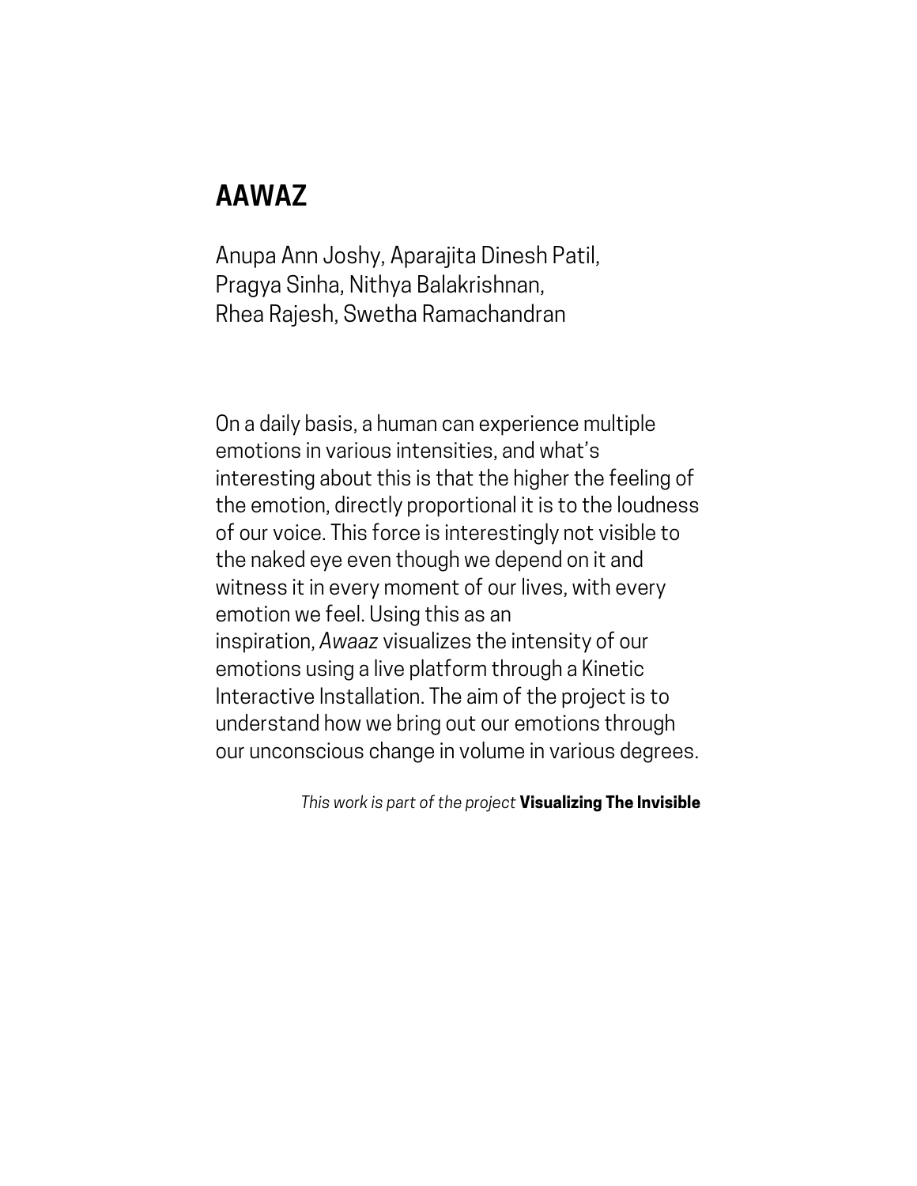# AAWAZ

Anupa Ann Joshy, Aparajita Dinesh Patil,
Pragya Sinha, Nithya Balakrishnan,
Rhea Rajesh, Swetha Ramachandran

On a daily basis, a human can experience multiple emotions in various intensities, and what's interesting about this is that the higher the feeling of the emotion, directly proportional it is to the loudness of our voice. This force is interestingly not visible to the naked eye even though we depend on it and witness it in every moment of our lives, with every emotion we feel. Using this as an inspiration, *Awaaz* visualizes the intensity of our emotions using a live platform through a Kinetic Interactive Installation. The aim of the project is to understand how we bring out our emotions through our unconscious change in volume in various degrees.

*This work is part of the project* **Visualizing The Invisible**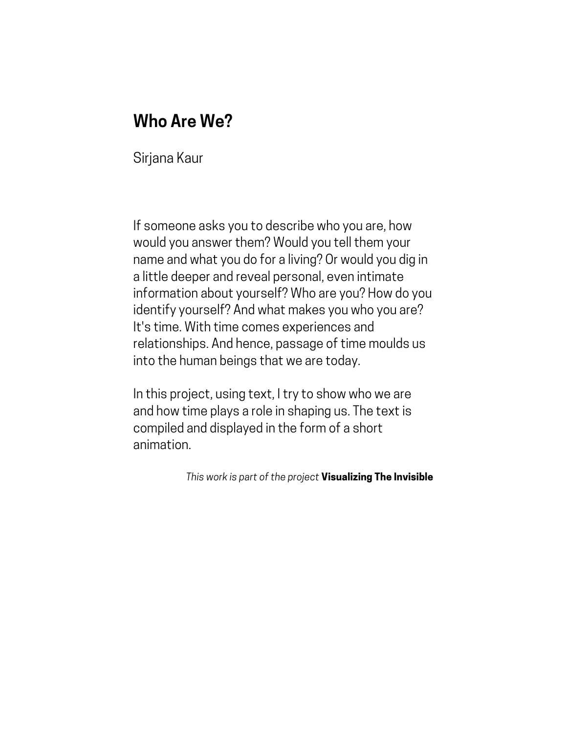# Who Are We?

Sirjana Kaur

If someone asks you to describe who you are, how would you answer them? Would you tell them your name and what you do for a living? Or would you dig in a little deeper and reveal personal, even intimate information about yourself? Who are you? How do you identify yourself? And what makes you who you are? It's time. With time comes experiences and relationships. And hence, passage of time moulds us into the human beings that we are today.

In this project, using text, I try to show who we are and how time plays a role in shaping us. The text is compiled and displayed in the form of a short animation.

*This work is part of the project* **Visualizing The Invisible**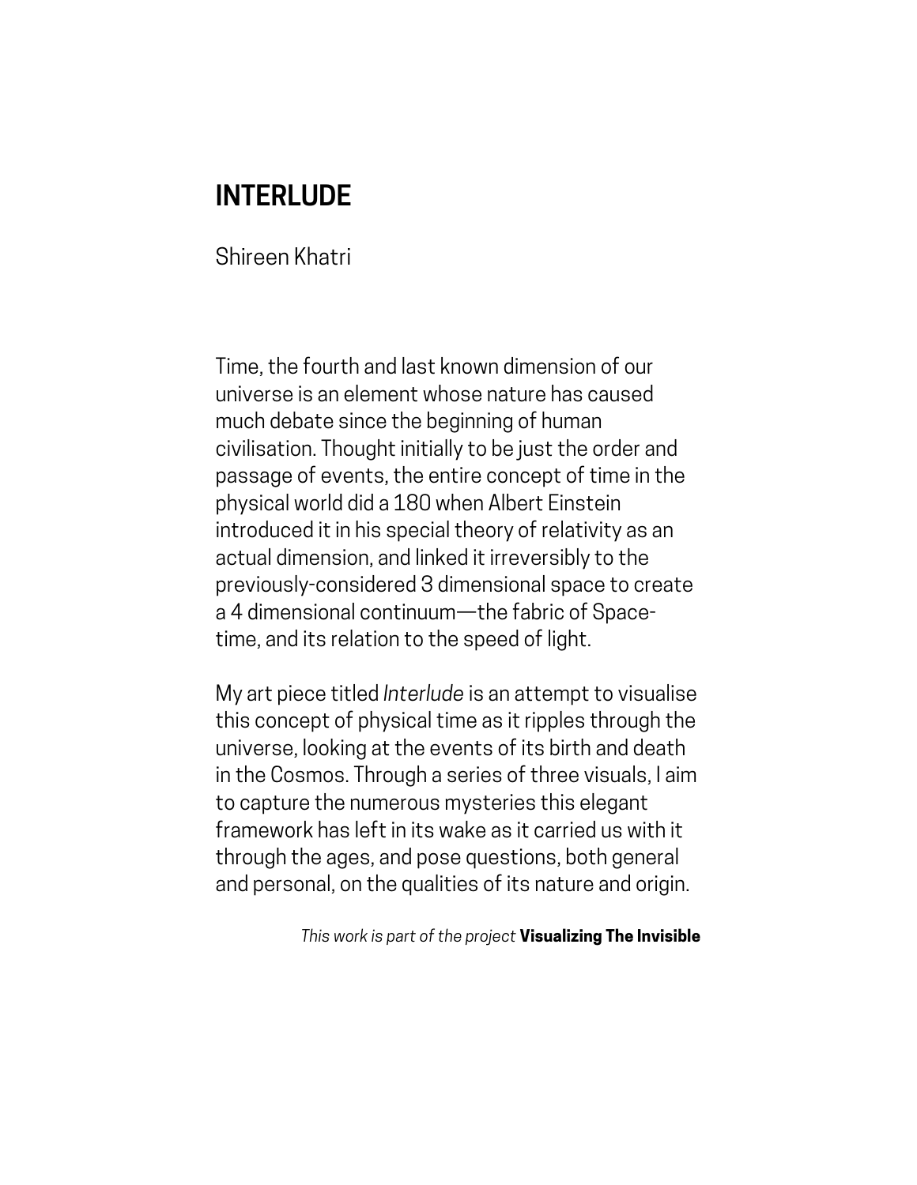# INTERLUDE

Shireen Khatri

Time, the fourth and last known dimension of our universe is an element whose nature has caused much debate since the beginning of human civilisation. Thought initially to be just the order and passage of events, the entire concept of time in the physical world did a 180 when Albert Einstein introduced it in his special theory of relativity as an actual dimension, and linked it irreversibly to the previously-considered 3 dimensional space to create a 4 dimensional continuum—the fabric of Space-time, and its relation to the speed of light.

My art piece titled *Interlude* is an attempt to visualise this concept of physical time as it ripples through the universe, looking at the events of its birth and death in the Cosmos. Through a series of three visuals, I aim to capture the numerous mysteries this elegant framework has left in its wake as it carried us with it through the ages, and pose questions, both general and personal, on the qualities of its nature and origin.

*This work is part of the project* **Visualizing The Invisible**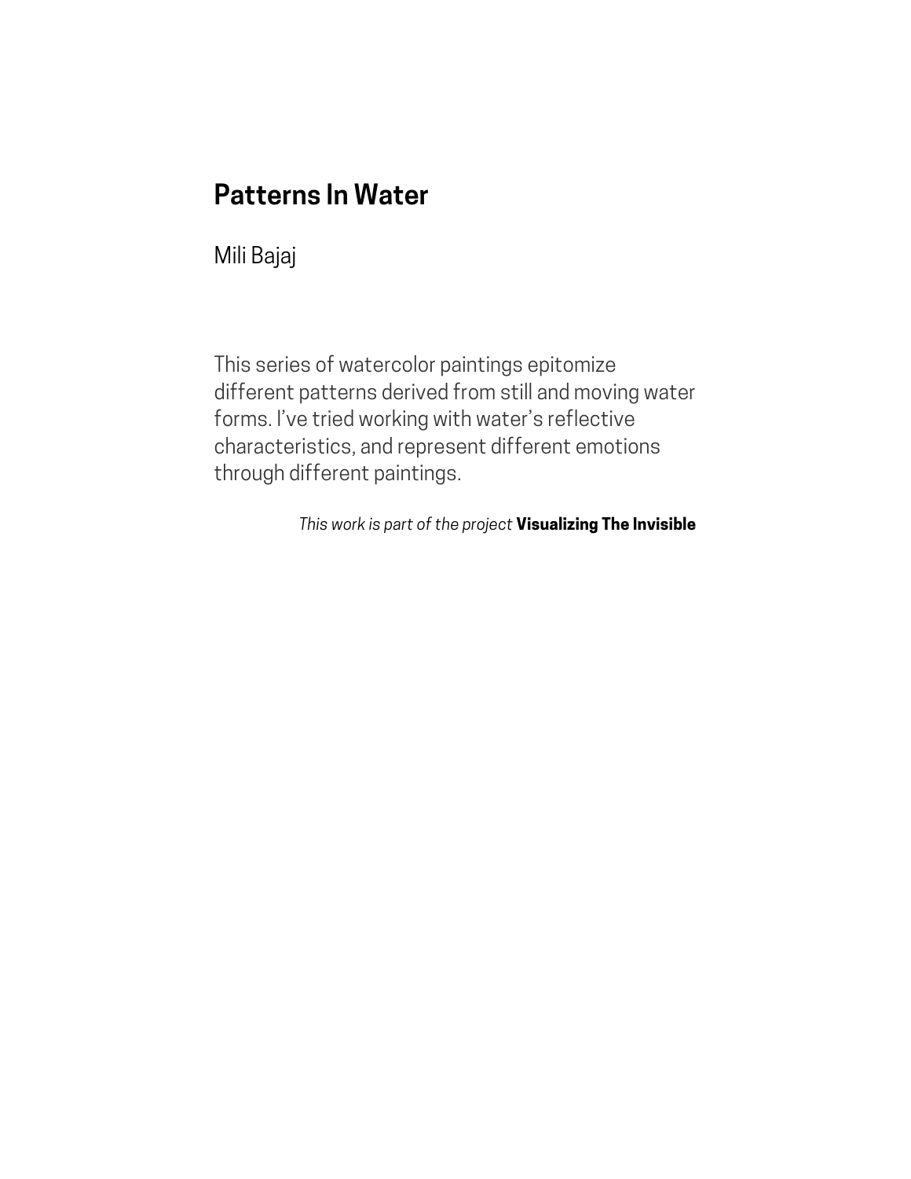# Patterns In Water

Mili Bajaj

This series of watercolor paintings epitomize different patterns derived from still and moving water forms. I've tried working with water's reflective characteristics, and represent different emotions through different paintings.

*This work is part of the project* **Visualizing The Invisible**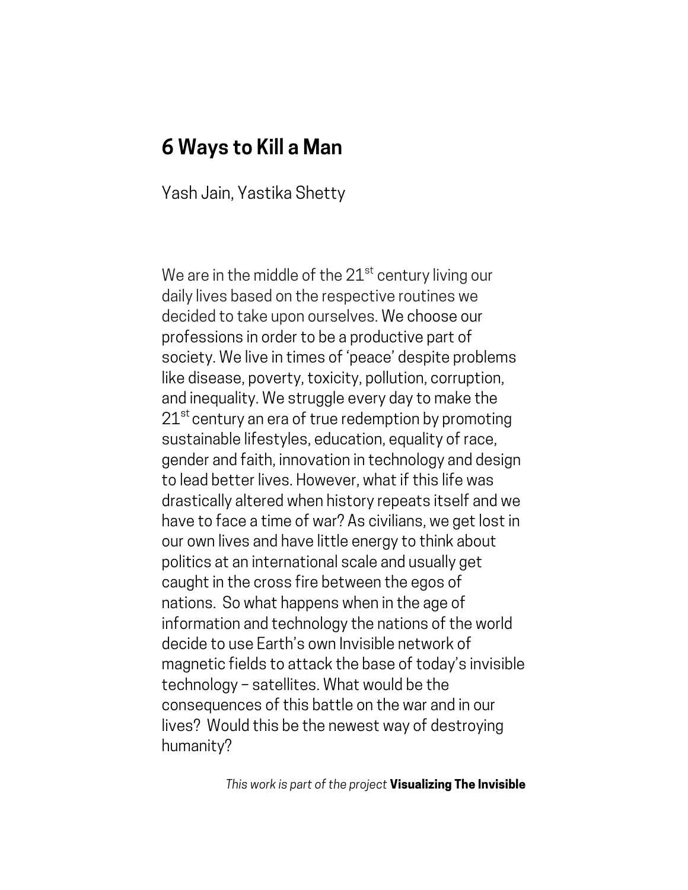# 6 Ways to Kill a Man

Yash Jain, Yastika Shetty

We are in the middle of the $21^{st}$ century living our daily lives based on the respective routines we decided to take upon ourselves. We choose our professions in order to be a productive part of society. We live in times of 'peace' despite problems like disease, poverty, toxicity, pollution, corruption, and inequality. We struggle every day to make the $21^{st}$ century an era of true redemption by promoting sustainable lifestyles, education, equality of race, gender and faith, innovation in technology and design to lead better lives. However, what if this life was drastically altered when history repeats itself and we have to face a time of war? As civilians, we get lost in our own lives and have little energy to think about politics at an international scale and usually get caught in the cross fire between the egos of nations. So what happens when in the age of information and technology the nations of the world decide to use Earth's own Invisible network of magnetic fields to attack the base of today's invisible technology – satellites. What would be the consequences of this battle on the war and in our lives? Would this be the newest way of destroying humanity?

*This work is part of the project* **Visualizing The Invisible**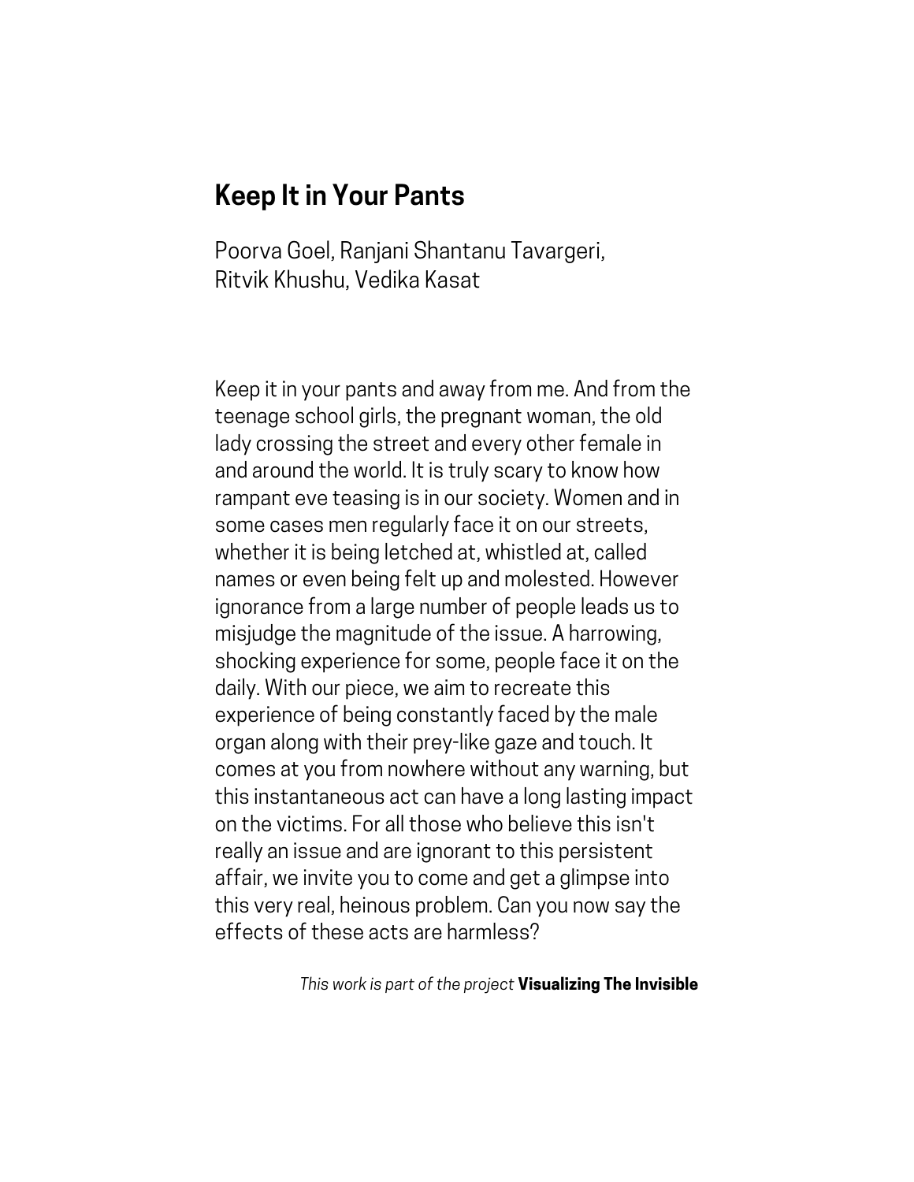## Keep It in Your Pants

Poorva Goel, Ranjani Shantanu Tavargeri,
Ritvik Khushu, Vedika Kasat

Keep it in your pants and away from me. And from the teenage school girls, the pregnant woman, the old lady crossing the street and every other female in and around the world. It is truly scary to know how rampant eve teasing is in our society. Women and in some cases men regularly face it on our streets, whether it is being letched at, whistled at, called names or even being felt up and molested. However ignorance from a large number of people leads us to misjudge the magnitude of the issue. A harrowing, shocking experience for some, people face it on the daily. With our piece, we aim to recreate this experience of being constantly faced by the male organ along with their prey-like gaze and touch. It comes at you from nowhere without any warning, but this instantaneous act can have a long lasting impact on the victims. For all those who believe this isn't really an issue and are ignorant to this persistent affair, we invite you to come and get a glimpse into this very real, heinous problem. Can you now say the effects of these acts are harmless?

*This work is part of the project* **Visualizing The Invisible**